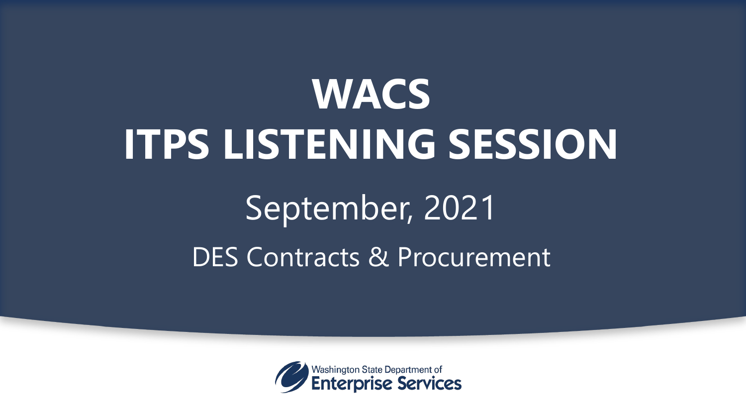# WACS
# ITPS LISTENING SESSION

## September, 2021

DES Contracts & Procurement

Washington State Department of
**Enterprise Services**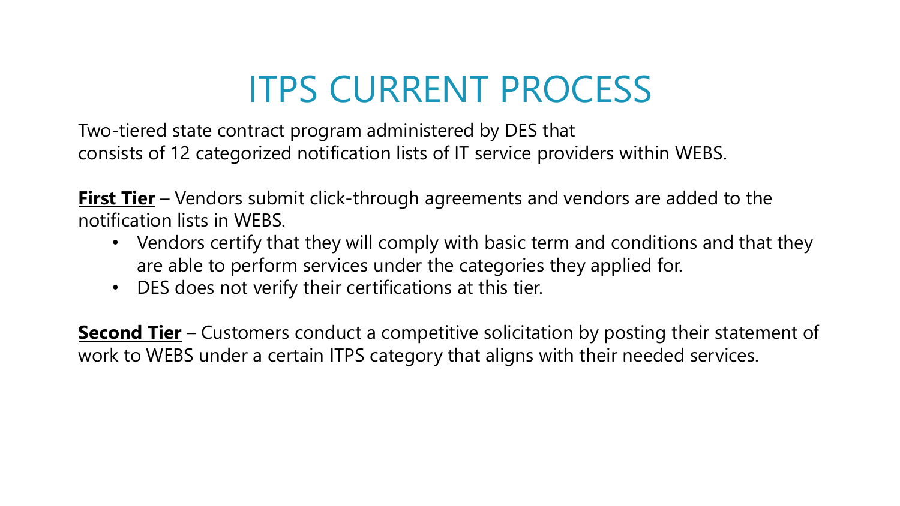# ITPS CURRENT PROCESS

Two-tiered state contract program administered by DES that consists of 12 categorized notification lists of IT service providers within WEBS.

**First Tier** – Vendors submit click-through agreements and vendors are added to the notification lists in WEBS.

- Vendors certify that they will comply with basic term and conditions and that they are able to perform services under the categories they applied for.
- DES does not verify their certifications at this tier.

**Second Tier** – Customers conduct a competitive solicitation by posting their statement of work to WEBS under a certain ITPS category that aligns with their needed services.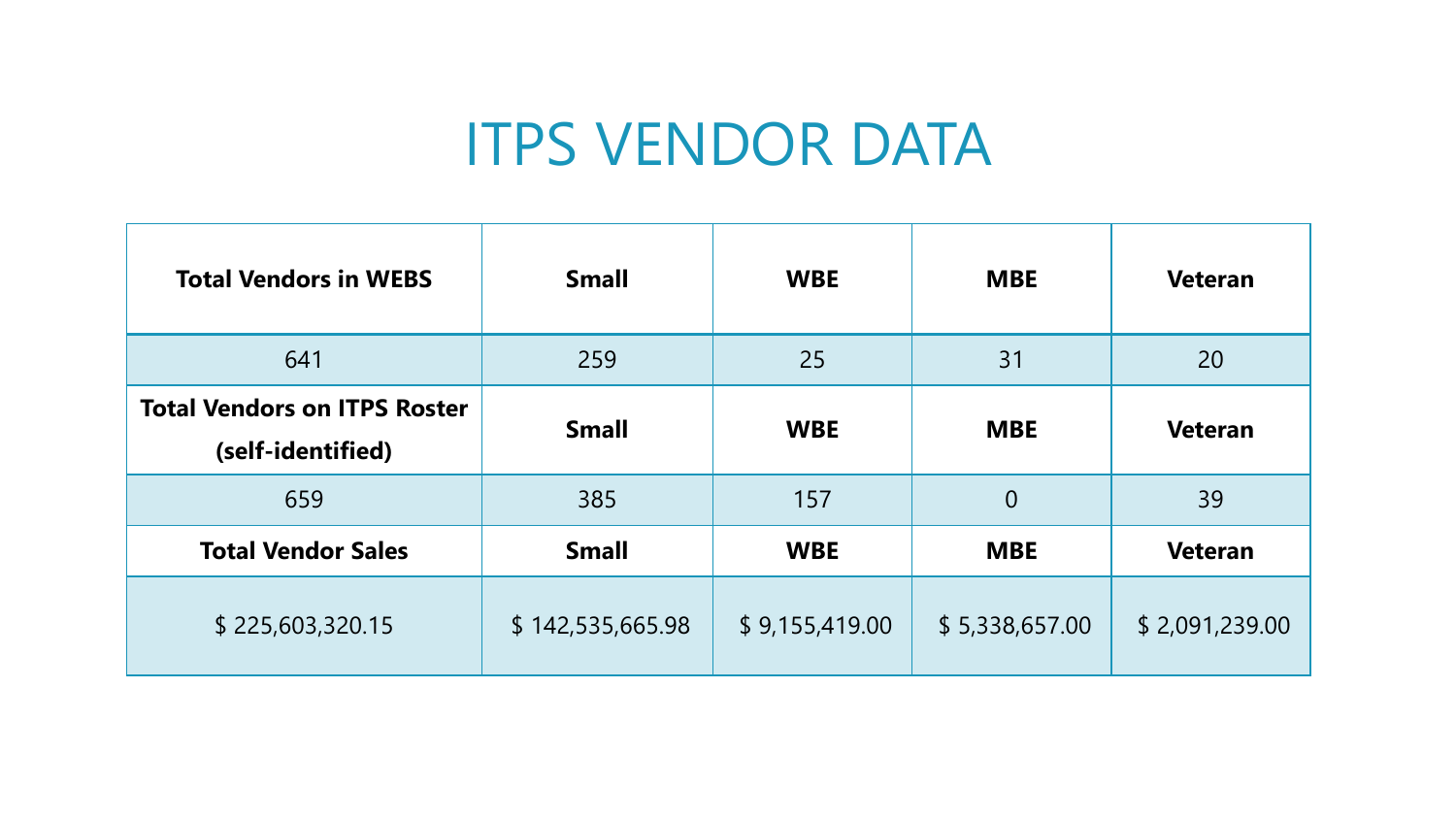# ITPS VENDOR DATA

| Total Vendors in WEBS | Small | WBE | MBE | Veteran |
|---|---|---|---|---|
| 641 | 259 | 25 | 31 | 20 |
| **Total Vendors on ITPS Roster (self-identified)** | **Small** | **WBE** | **MBE** | **Veteran** |
| 659 | 385 | 157 | 0 | 39 |
| **Total Vendor Sales** | **Small** | **WBE** | **MBE** | **Veteran** |
| $ 225,603,320.15 | $ 142,535,665.98 | $ 9,155,419.00 | $ 5,338,657.00 | $ 2,091,239.00 |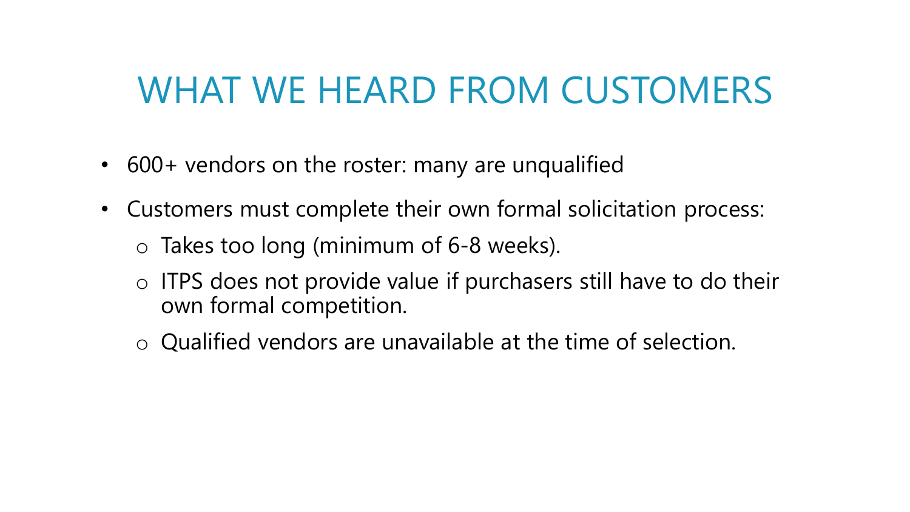# WHAT WE HEARD FROM CUSTOMERS

- 600+ vendors on the roster: many are unqualified
- Customers must complete their own formal solicitation process:
  - Takes too long (minimum of 6-8 weeks).
  - ITPS does not provide value if purchasers still have to do their own formal competition.
  - Qualified vendors are unavailable at the time of selection.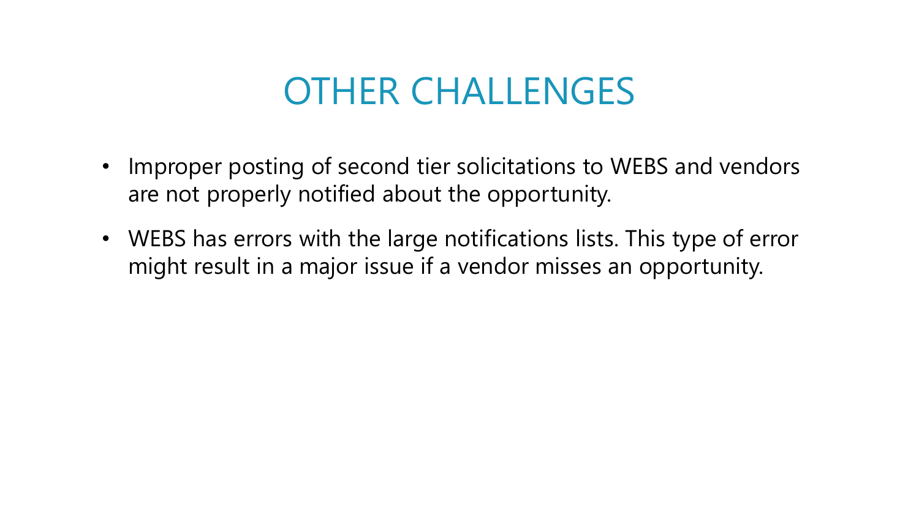# OTHER CHALLENGES

- Improper posting of second tier solicitations to WEBS and vendors are not properly notified about the opportunity.
- WEBS has errors with the large notifications lists. This type of error might result in a major issue if a vendor misses an opportunity.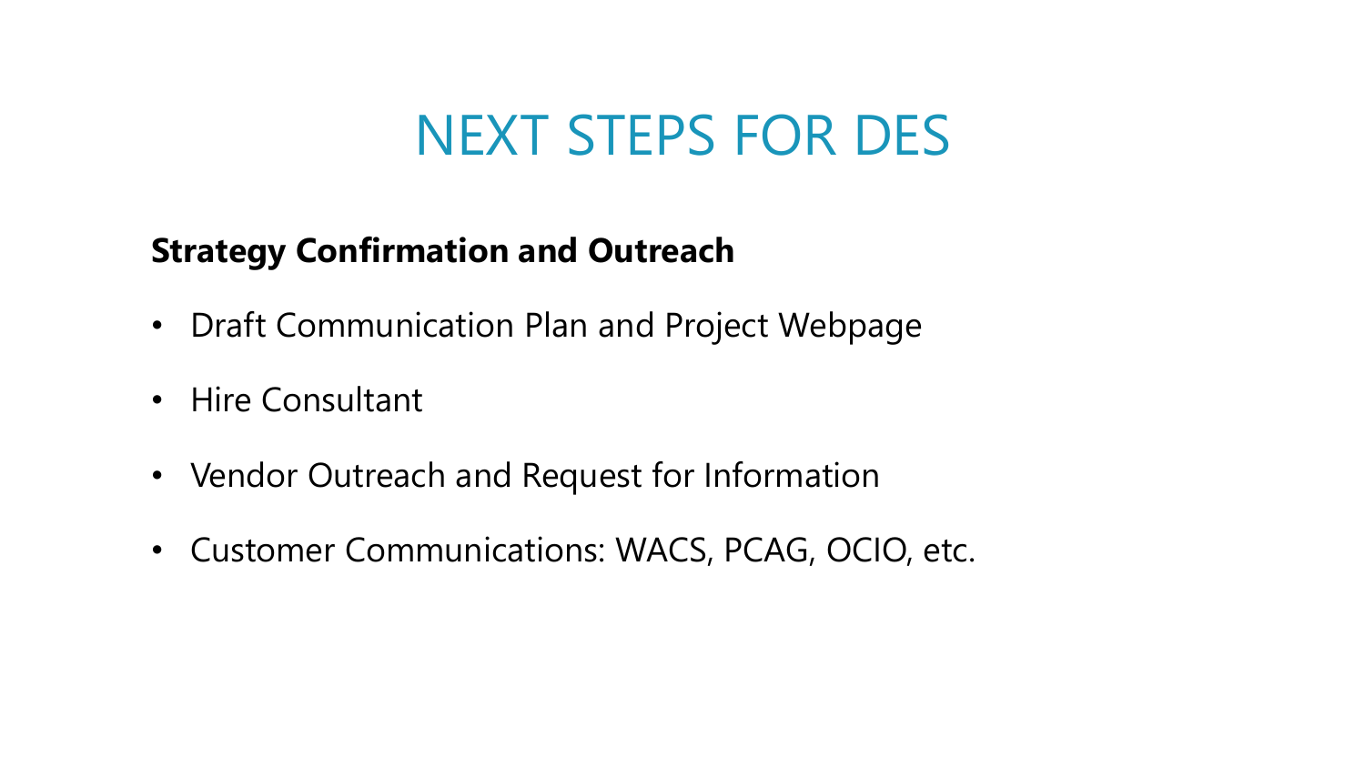# NEXT STEPS FOR DES

**Strategy Confirmation and Outreach**

- Draft Communication Plan and Project Webpage
- Hire Consultant
- Vendor Outreach and Request for Information
- Customer Communications: WACS, PCAG, OCIO, etc.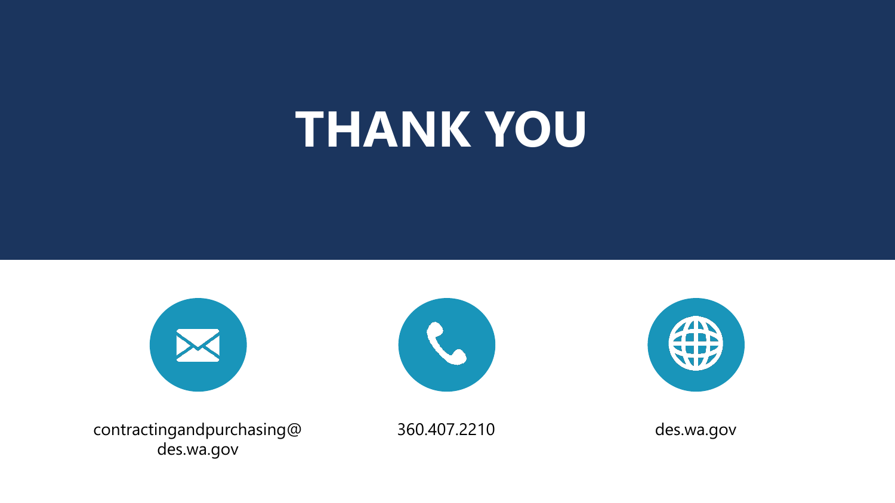# THANK YOU

contractingandpurchasing@des.wa.gov

360.407.2210

des.wa.gov